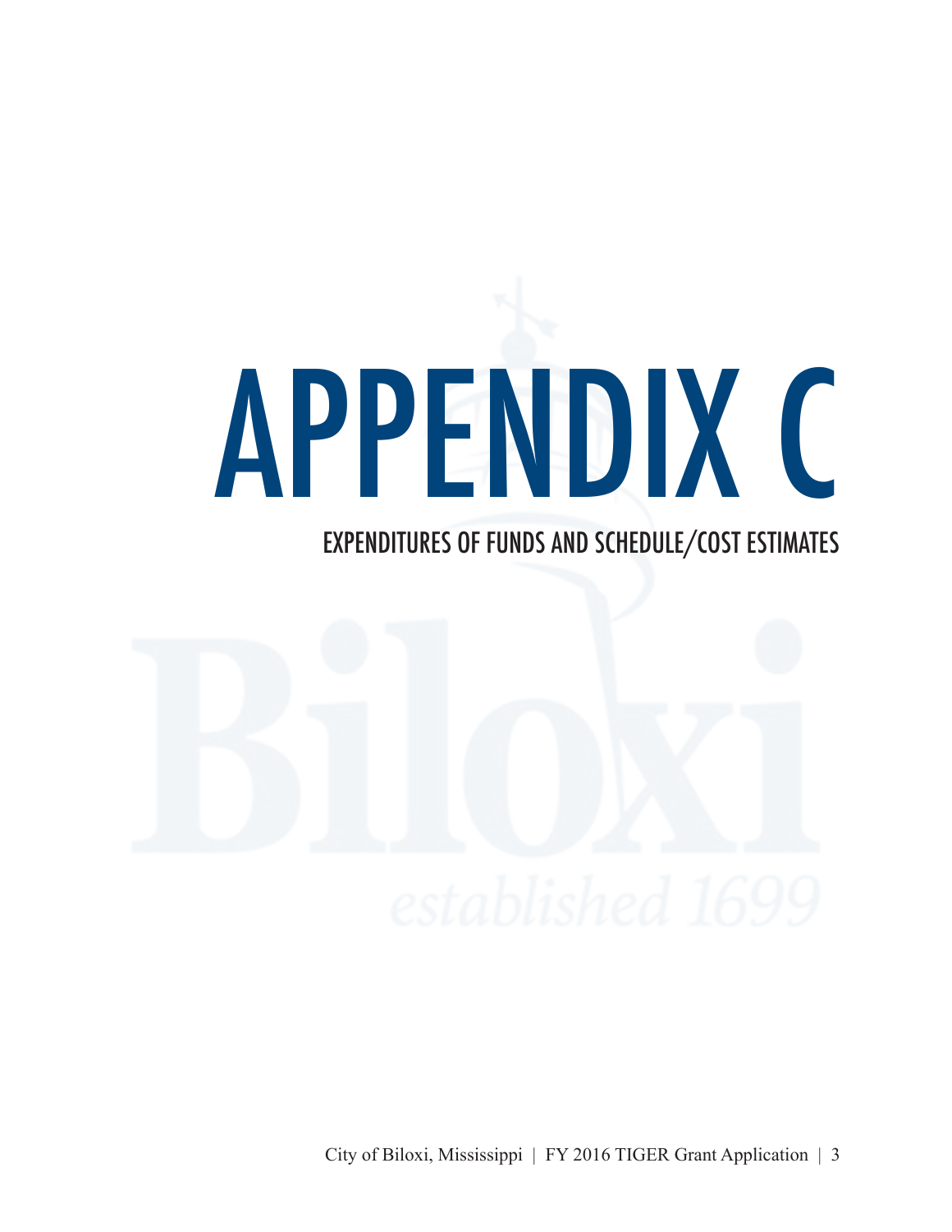# APPENDIX C

## EXPENDITURES OF FUNDS AND SCHEDULE/COST ESTIMATES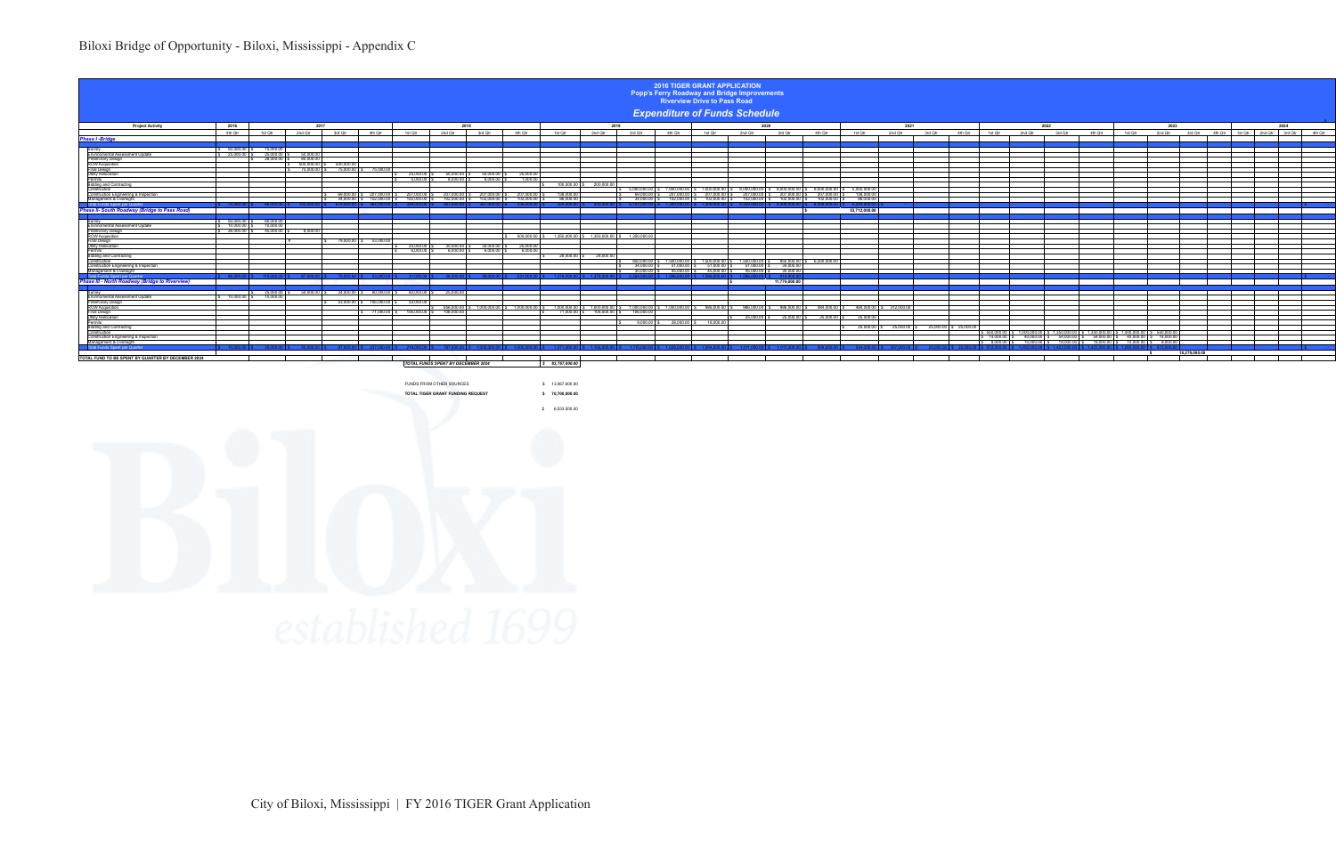# 2016 TIGER GRANT APPLICATION

**Popp's Ferry Roadway and Bridge Improvements**

**Riverview Drive to Pass Road**

***Expenditure of Funds Schedule***

| Project Activity | 2016 4th Qtr | 2017 1st Qtr | 2017 2nd Qtr | 2017 3rd Qtr | 2017 4th Qtr | 2018 1st Qtr | 2018 2nd Qtr | 2018 3rd Qtr | 2018 4th Qtr | 2019 1st Qtr | 2019 2nd Qtr | 2019 3rd Qtr | 2019 4th Qtr | 2020 1st Qtr | 2020 2nd Qtr | 2020 3rd Qtr | 2020 4th Qtr | 2021 1st Qtr | 2021 2nd Qtr | 2021 3rd Qtr | 2021 4th Qtr | 2022 1st Qtr | 2022 2nd Qtr | 2022 3rd Qtr | 2022 4th Qtr | 2023 1st Qtr | 2023 2nd Qtr | 2023 3rd Qtr | 2023 4th Qtr | 2024 1st Qtr | 2024 2nd Qtr | 2024 3rd Qtr | 2024 4th Qtr |
|---|---|---|---|---|---|---|---|---|---|---|---|---|---|---|---|---|---|---|---|---|---|---|---|---|---|---|---|---|---|---|---|---|---|
| ***Phase I - Bridge*** | | | | | | | | | | | | | | | | | | | | | | | | | | | | | | | | | |
| Survey | $ 50,000.00 | $ 75,000.00 | | | | | | | | | | | | | | | | | | | | | | | | | | | | | | | |
| Environmental Assessment Update | $ 25,000.00 | $ 25,000.00 | $ 25,000.00 | | | | | | | | | | | | | | | | | | | | | | | | | | | | | | |
| Preliminary Design | | $ 25,000.00 | $ 60,000.00 | | | | | | | | | | | | | | | | | | | | | | | | | | | | | | |
| ROW Acquisition | | | $ 300,000.00 | $ 300,000.00 | | | | | | | | | | | | | | | | | | | | | | | | | | | | | |
| Final Design | | | $ 75,000.00 | $ 75,000.00 | $ 75,000.00 | | | | | | | | | | | | | | | | | | | | | | | | | | | | |
| Utility Relocation | | | | | | $ 25,000.00 | $ 50,000.00 | $ 50,000.00 | $ 25,000.00 | | | | | | | | | | | | | | | | | | | | | | | | |
| Permits | | | | | | $ 5,000.00 | $ 5,000.00 | $ 5,000.00 | $ 1,000.00 | | | | | | | | | | | | | | | | | | | | | | | | |
| Bidding and Contracting | | | | | | | | | $ 100,000.00 | $ 200,000.00 | | | | | | | | | | | | | | | | | | | | | | | |
| Construction | | | | | | | | | | | | $ 5,000,000.00 | $ 7,000,000.00 | $ 7,000,000.00 | $ 8,000,000.00 | $ 8,000,000.00 | $ 8,000,000.00 | $ 5,000,000.00 | | | | | | | | | | | | | | | |
| Construction Engineering & Inspection | | | | $ 99,000.00 | $ 207,000.00 | $ 207,000.00 | $ 207,000.00 | $ 207,000.00 | $ 207,000.00 | $ 108,000.00 | | $ 99,000.00 | $ 207,000.00 | $ 207,000.00 | $ 207,000.00 | $ 207,000.00 | $ 207,000.00 | $ 108,000.00 | | | | | | | | | | | | | | | |
| Management & Oversight | | | | $ 24,000.00 | $ 102,000.00 | $ 102,000.00 | $ 102,000.00 | $ 102,000.00 | $ 102,000.00 | $ 99,000.00 | | $ 24,000.00 | $ 102,000.00 | $ 102,000.00 | $ 102,000.00 | $ 102,000.00 | $ 102,000.00 | $ 99,000.00 | | | | | | | | | | | | | | | |
| Total Funds Spent per Quarter | | | | | | | | | | | | | | | | | | 52,712,000.00 | | | | | | | | | | | | | | | |
| ***Phase II - South Roadway (Bridge to Pass Road)*** | | | | | | | | | | | | | | | | | | | | | | | | | | | | | | | | | |
| Survey | $ 50,000.00 | $ 60,000.00 | | | | | | | | | | | | | | | | | | | | | | | | | | | | | | | |
| Environmental Assessment Update | $ 10,000.00 | $ 10,000.00 | | | | | | | | | | | | | | | | | | | | | | | | | | | | | | | |
| Preliminary Design | $ 20,000.00 | $ 40,000.00 | $ 8,000.00 | | | | | | | | | | | | | | | | | | | | | | | | | | | | | | |
| ROW Acquisition | | | | | | | | | $ 500,000.00 | $ 1,250,000.00 | $ 1,250,000.00 | $ 1,000,000.00 | | | | | | | | | | | | | | | | | | | | | |
| Final Design | | | $ | $ 70,000.00 | $ 50,000.00 | | | | | | | | | | | | | | | | | | | | | | | | | | | | |
| Utility Relocation | | | | | | $ 25,000.00 | $ 35,000.00 | $ 35,000.00 | $ 25,000.00 | | | | | | | | | | | | | | | | | | | | | | | | |
| Permits | | | | | | $ 6,000.00 | $ 6,000.00 | $ 6,000.00 | $ 6,000.00 | | | | | | | | | | | | | | | | | | | | | | | | |
| Bidding and Contracting | | | | | | | | | | $ 28,000.00 | $ 28,000.00 | | | | | | | | | | | | | | | | | | | | | | |
| Construction | | | | | | | | | | | | $ 860,000.00 | $ 1,340,000.00 | $ 1,340,000.00 | $ 1,340,000.00 | $ 800,000.00 | $ 6,200,000.00 | | | | | | | | | | | | | | | | |
| Construction Engineering & Inspection | | | | | | | | | | | | $ 34,000.00 | $ 51,000.00 | $ 51,000.00 | $ 51,000.00 | $ 34,000.00 | | | | | | | | | | | | | | | | | |
| Management & Oversight | | | | | | | | | | | | $ 30,000.00 | $ 45,000.00 | $ 45,000.00 | $ 45,000.00 | $ 30,000.00 | | | | | | | | | | | | | | | | | |
| Total Funds Spent per Quarter | | | | | | | | | | | | | | | $ | 11,770,000.00 | | | | | | | | | | | | | | | | | |
| ***Phase III - North Roadway (Bridge to Riverview)*** | | | | | | | | | | | | | | | | | | | | | | | | | | | | | | | | | |
| Survey | | $ 25,000.00 | $ 50,000.00 | $ 34,000.00 | $ 60,000.00 | $ 60,000.00 | $ 25,000.00 | | | | | | | | | | | | | | | | | | | | | | | | | | |
| Environmental Assessment Update | $ 10,000.00 | $ 10,000.00 | | | | | | | | | | | | | | | | | | | | | | | | | | | | | | | |
| Preliminary Design | | | | $ 52,000.00 | $ 190,000.00 | $ 54,000.00 | | | | | | | | | | | | | | | | | | | | | | | | | | | |
| ROW Acquisition | | | | | | | $ 898,000.00 | $ 1,000,000.00 | $ 1,000,000.00 | $ 1,000,000.00 | $ 1,000,000.00 | $ 1,000,000.00 | $ 1,000,000.00 | $ 898,000.00 | $ 990,000.00 | $ 898,000.00 | $ 898,000.00 | $ 898,000.00 | $ 212,000.00 | | | | | | | | | | | | | | |
| Final Design | | | | | $ 71,000.00 | $ 106,000.00 | $ 106,000.00 | | | $ 71,000.00 | $ 106,000.00 | $ 106,000.00 | | | | | | | | | | | | | | | | | | | | | |
| Utility Relocation | | | | | | | | | | | | | | | $ 25,000.00 | $ 25,000.00 | $ 25,000.00 | $ 25,000.00 | | | | | | | | | | | | | | | |
| Permits | | | | | | | | | | | | $ 9,000.00 | $ 28,000.00 | $ 18,000.00 | | | | | | | | | | | | | | | | | | | |
| Bidding and Contracting | | | | | | | | | | | | | | | | | | $ 25,000.00 | $ 25,000.00 | $ 25,000.00 | $ 25,000.00 | | | | | | | | | | | | |
| Construction | | | | | | | | | | | | | | | | | | | | | | $ 300,000.00 | $ 1,000,000.00 | $ 1,250,000.00 | $ 1,250,000.00 | $ 1,000,000.00 | $ 300,000.00 | | | | | | |
| Construction Engineering & Inspection | | | | | | | | | | | | | | | | | | | | | | $ 14,000.00 | $ 40,000.00 | $ 54,000.00 | $ 54,000.00 | $ 40,000.00 | $ 14,000.00 | | | | | | |
| Management & Oversight | | | | | | | | | | | | | | | | | | | | | | $ 6,000.00 | $ 10,000.00 | $ 16,000.00 | $ 16,000.00 | $ 10,000.00 | $ 6,000.00 | | | | | | |
| Total Funds Spent per Quarter | | | | | | | | | | | | | | | | | | | | | | | | | | | $ | 18,279,000.00 | | | | | |
| **TOTAL FUND TO BE SPENT BY QUARTER BY DECEMBER 2024** | | | | | | | | | | | | | | | | | | | | | | | | | | | | | | | | | |

**TOTAL FUNDS SPENT BY DECEMBER 2024** $ 82,767,000.00

FUNDS FROM OTHER SOURCES $ 13,067,000.00

**TOTAL TIGER GRANT FUNDING REQUEST** $ 70,700,000.00

$ 6,533,500.00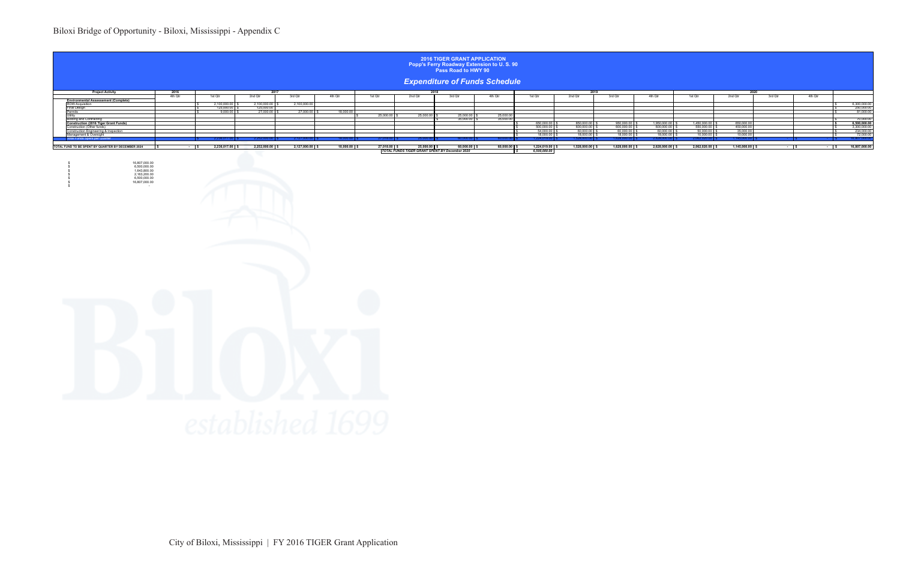**2016 TIGER GRANT APPLICATION**
**Popp's Ferry Roadway Extension to U. S. 90**
**Pass Road to HWY 90**

## *Expenditure of Funds Schedule*

| Project Activity | 2016 | 2017 | | | | 2018 | | | | 2019 | | | | 2020 | | | | |
|---|---|---|---|---|---|---|---|---|---|---|---|---|---|---|---|---|---|---|
| | 4th Qtr | 1st Qtr | 2nd Qtr | 3rd Qtr | 4th Qtr | 1st Qtr | 2nd Qtr | 3rd Qtr | 4th Qtr | 1st Qtr | 2nd Qtr | 3rd Qtr | 4th Qtr | 1st Qtr | 2nd Qtr | 3rd Qtr | 4th Qtr | |
| **Environmental Assessement (Complete)** | | | | | | | | | | | | | | | | | | |
| ROW Acquisition | | $ 2,100,000.00 | $ 2,100,000.00 | $ 2,100,000.00 | | | | | | | | | | | | | | $ 6,300,000.00 |
| Final Design | | $ 125,000.00 | $ 125,000.00 | | | | | | | | | | | | | | | $ 250,000.00 |
| Permits | | $ 9,000.00 | $ 27,000.00 | $ 27,000.00 | $ 18,000.00 | | | | | | | | | | | | | $ 81,000.00 |
| Utility | | | | | | $ 25,000.00 | $ 25,000.00 | $ 25,000.00 | $ 25,000.00 | | | | | | | | | |
| Bidding and Contracting | | | | | | | | $ 35,000.00 | $ 35,000.00 | | | | | | | | | $ 70,000.00 |
| **Construction (2016 Tiger Grant Funds)** | | | | | | | | | | $ 650,000.00 | $ 850,000.00 | $ 950,000.00 | $ 1,950,000.00 | $ 1,450,000.00 | $ 650,000.00 | | | $ 6,500,000.00 |
| Construction (Other funds) | | | | | | | | | | $ 500,000.00 | $ 600,000.00 | $ 600,000.00 | $ 600,000.00 | $ 550,000.00 | $ 450,000.00 | | | $ 2,300,000.00 |
| Construction Engineering & Inspection | | | | | | | | | | $ 54,000.00 | $ 60,000.00 | $ 60,000.00 | $ 60,000.00 | $ 50,000.00 | $ 35,000.00 | | | $ 234,000.00 |
| Management & Oversight | | | | | | | | | | $ 18,000.00 | $ 18,000.00 | $ 18,000.00 | $ 18,000.00 | $ 10,000.00 | $ 10,000.00 | | | $ 72,000.00 |
| Total Funds Spent per Quarter | | $ 2,236,017.00 | $ 2,252,000.00 | $ 2,127,000.00 | $ 18,000.00 | $ 27,010.00 | $ 25,000.00 | $ 60,000.00 | $ 60,000.00 | $ 1,224,019.00 | $ 1,528,000.00 | $ 1,628,000.00 | $ 2,628,000.00 | $ 2,062,020.00 | $ 1,145,000.00 | $ - | $ - | $ 16,807,000.00 |
| **TOTAL FUND TO BE SPENT BY QUARTER BY DECEMBER 2024** | $ - | $ 2,236,017.00 | $ 2,252,000.00 | $ 2,127,000.00 | $ 18,000.00 | $ 27,010.00 | $ 25,000.00 | $ 60,000.00 | $ 60,000.00 | $ 1,224,019.00 | $ 1,528,000.00 | $ 1,628,000.00 | $ 2,628,000.00 | $ 2,062,020.00 | $ 1,145,000.00 | $ - | $ - | $ 16,807,000.00 |

***TOTAL FUNDS TIGER GRANT SPENT BY December 2020*** $ 6,500,000.00

$ 16,807,000.00
$ 6,500,000.00
$ 1,643,800.00
$ 2,163,200.00
$ 6,500,000.00
$ 16,807,000.00
$ -